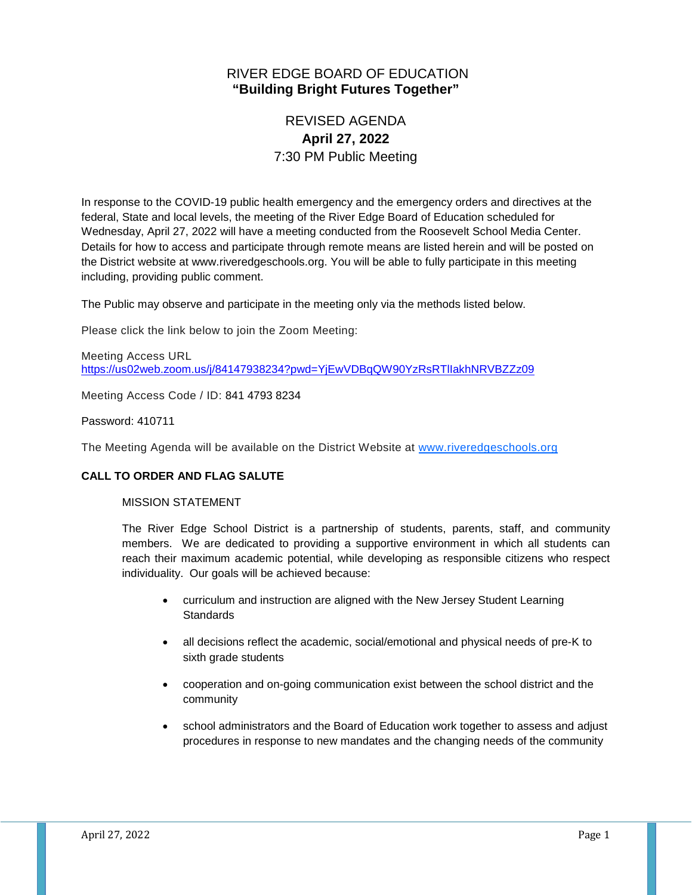# RIVER EDGE BOARD OF EDUCATION
## "Building Bright Futures Together"

## REVISED AGENDA
### April 27, 2022
### 7:30 PM Public Meeting

In response to the COVID-19 public health emergency and the emergency orders and directives at the federal, State and local levels, the meeting of the River Edge Board of Education scheduled for Wednesday, April 27, 2022 will have a meeting conducted from the Roosevelt School Media Center. Details for how to access and participate through remote means are listed herein and will be posted on the District website at www.riveredgeschools.org. You will be able to fully participate in this meeting including, providing public comment.

The Public may observe and participate in the meeting only via the methods listed below.

Please click the link below to join the Zoom Meeting:

Meeting Access URL
https://us02web.zoom.us/j/84147938234?pwd=YjEwVDBqQW90YzRsRTlIakhNRVBZZz09

Meeting Access Code / ID: 841 4793 8234

Password: 410711

The Meeting Agenda will be available on the District Website at www.riveredgeschools.org

**CALL TO ORDER AND FLAG SALUTE**

MISSION STATEMENT

The River Edge School District is a partnership of students, parents, staff, and community members. We are dedicated to providing a supportive environment in which all students can reach their maximum academic potential, while developing as responsible citizens who respect individuality. Our goals will be achieved because:

- curriculum and instruction are aligned with the New Jersey Student Learning Standards
- all decisions reflect the academic, social/emotional and physical needs of pre-K to sixth grade students
- cooperation and on-going communication exist between the school district and the community
- school administrators and the Board of Education work together to assess and adjust procedures in response to new mandates and the changing needs of the community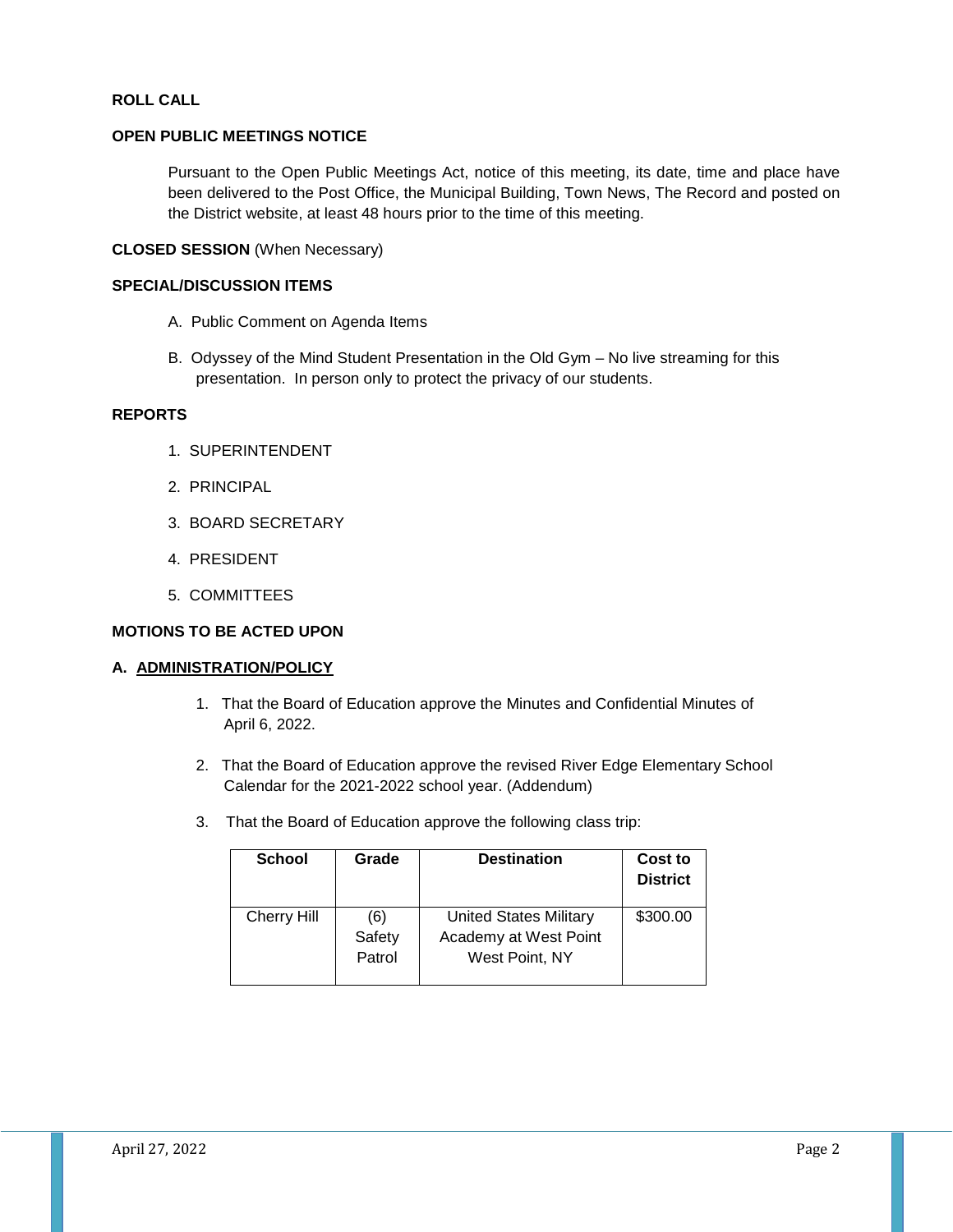**ROLL CALL**

**OPEN PUBLIC MEETINGS NOTICE**

Pursuant to the Open Public Meetings Act, notice of this meeting, its date, time and place have been delivered to the Post Office, the Municipal Building, Town News, The Record and posted on the District website, at least 48 hours prior to the time of this meeting.

**CLOSED SESSION** (When Necessary)

**SPECIAL/DISCUSSION ITEMS**

A. Public Comment on Agenda Items

B. Odyssey of the Mind Student Presentation in the Old Gym – No live streaming for this presentation. In person only to protect the privacy of our students.

**REPORTS**

1. SUPERINTENDENT
2. PRINCIPAL
3. BOARD SECRETARY
4. PRESIDENT
5. COMMITTEES

**MOTIONS TO BE ACTED UPON**

**A. ADMINISTRATION/POLICY**

1. That the Board of Education approve the Minutes and Confidential Minutes of April 6, 2022.

2. That the Board of Education approve the revised River Edge Elementary School Calendar for the 2021-2022 school year. (Addendum)

3. That the Board of Education approve the following class trip:

| School | Grade | Destination | Cost to District |
|---|---|---|---|
| Cherry Hill | (6) Safety Patrol | United States Military Academy at West Point West Point, NY | $300.00 |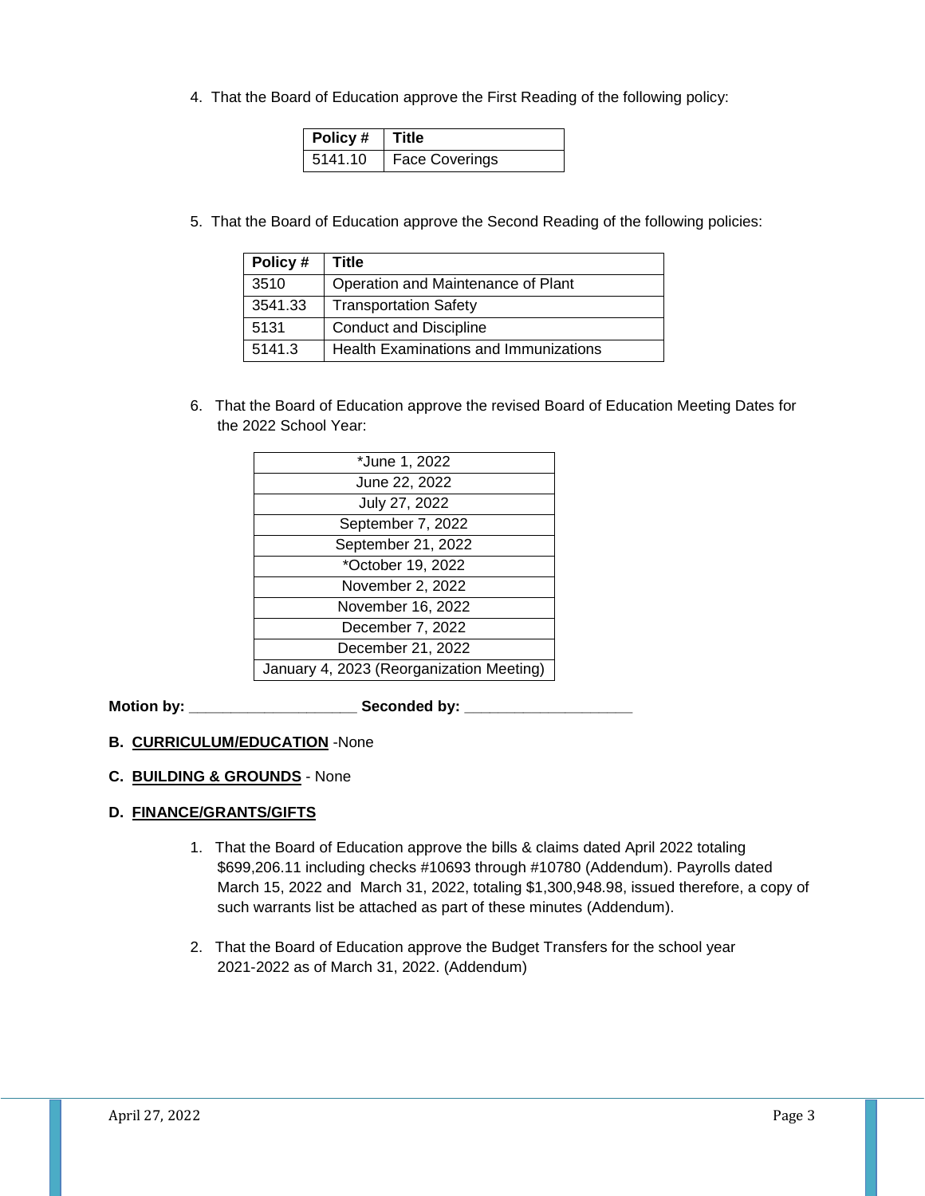4. That the Board of Education approve the First Reading of the following policy:

| Policy # | Title |
|---|---|
| 5141.10 | Face Coverings |

5. That the Board of Education approve the Second Reading of the following policies:

| Policy # | Title |
|---|---|
| 3510 | Operation and Maintenance of Plant |
| 3541.33 | Transportation Safety |
| 5131 | Conduct and Discipline |
| 5141.3 | Health Examinations and Immunizations |

6. That the Board of Education approve the revised Board of Education Meeting Dates for the 2022 School Year:

| |
|---|
| *June 1, 2022 |
| June 22, 2022 |
| July 27, 2022 |
| September 7, 2022 |
| September 21, 2022 |
| *October 19, 2022 |
| November 2, 2022 |
| November 16, 2022 |
| December 7, 2022 |
| December 21, 2022 |
| January 4, 2023 (Reorganization Meeting) |

**Motion by:** ____________________ **Seconded by:** ____________________

**B. CURRICULUM/EDUCATION** -None

**C. BUILDING & GROUNDS** - None

**D. FINANCE/GRANTS/GIFTS**

1. That the Board of Education approve the bills & claims dated April 2022 totaling $699,206.11 including checks #10693 through #10780 (Addendum). Payrolls dated March 15, 2022 and March 31, 2022, totaling $1,300,948.98, issued therefore, a copy of such warrants list be attached as part of these minutes (Addendum).

2. That the Board of Education approve the Budget Transfers for the school year 2021-2022 as of March 31, 2022. (Addendum)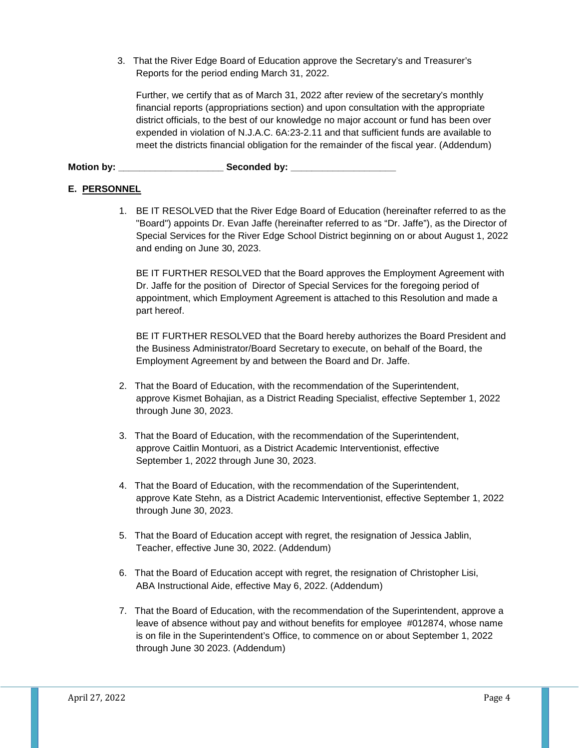3. That the River Edge Board of Education approve the Secretary's and Treasurer's Reports for the period ending March 31, 2022.

   Further, we certify that as of March 31, 2022 after review of the secretary's monthly financial reports (appropriations section) and upon consultation with the appropriate district officials, to the best of our knowledge no major account or fund has been over expended in violation of N.J.A.C. 6A:23-2.11 and that sufficient funds are available to meet the districts financial obligation for the remainder of the fiscal year. (Addendum)

**Motion by: ____________________ Seconded by: ____________________**

## E. PERSONNEL

1. BE IT RESOLVED that the River Edge Board of Education (hereinafter referred to as the "Board") appoints Dr. Evan Jaffe (hereinafter referred to as "Dr. Jaffe"), as the Director of Special Services for the River Edge School District beginning on or about August 1, 2022 and ending on June 30, 2023.

   BE IT FURTHER RESOLVED that the Board approves the Employment Agreement with Dr. Jaffe for the position of Director of Special Services for the foregoing period of appointment, which Employment Agreement is attached to this Resolution and made a part hereof.

   BE IT FURTHER RESOLVED that the Board hereby authorizes the Board President and the Business Administrator/Board Secretary to execute, on behalf of the Board, the Employment Agreement by and between the Board and Dr. Jaffe.

2. That the Board of Education, with the recommendation of the Superintendent, approve Kismet Bohajian, as a District Reading Specialist, effective September 1, 2022 through June 30, 2023.

3. That the Board of Education, with the recommendation of the Superintendent, approve Caitlin Montuori, as a District Academic Interventionist, effective September 1, 2022 through June 30, 2023.

4. That the Board of Education, with the recommendation of the Superintendent, approve Kate Stehn, as a District Academic Interventionist, effective September 1, 2022 through June 30, 2023.

5. That the Board of Education accept with regret, the resignation of Jessica Jablin, Teacher, effective June 30, 2022. (Addendum)

6. That the Board of Education accept with regret, the resignation of Christopher Lisi, ABA Instructional Aide, effective May 6, 2022. (Addendum)

7. That the Board of Education, with the recommendation of the Superintendent, approve a leave of absence without pay and without benefits for employee #012874, whose name is on file in the Superintendent's Office, to commence on or about September 1, 2022 through June 30 2023. (Addendum)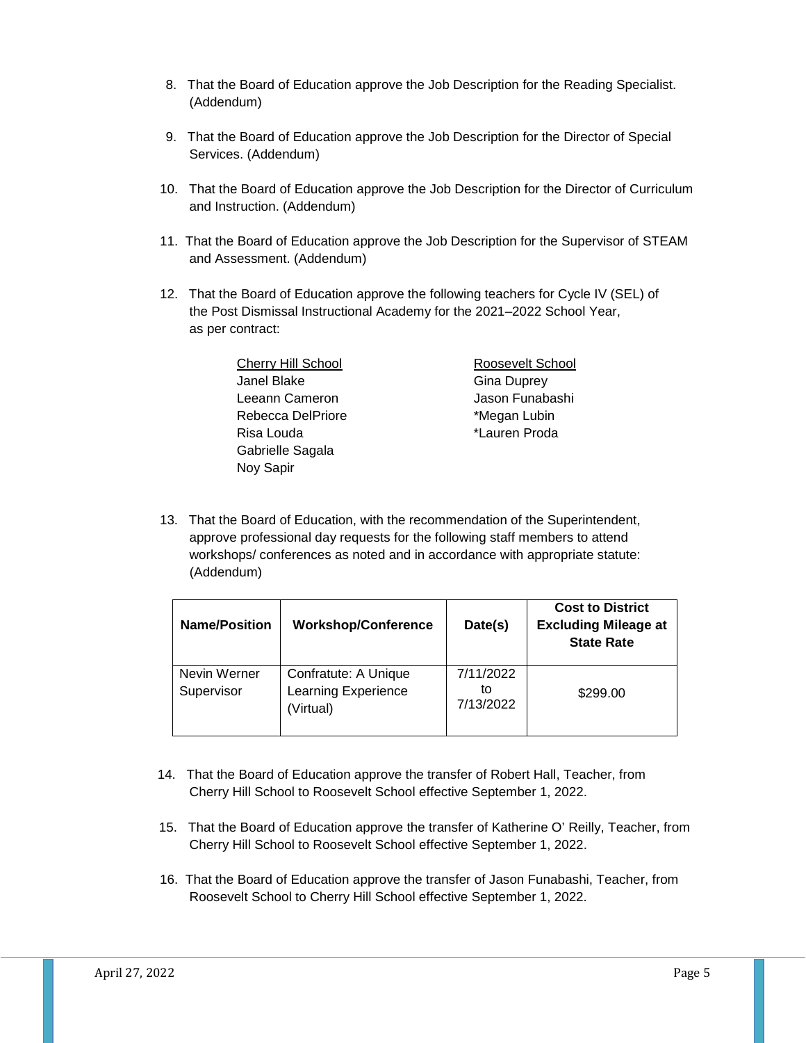8. That the Board of Education approve the Job Description for the Reading Specialist. (Addendum)

9. That the Board of Education approve the Job Description for the Director of Special Services. (Addendum)

10. That the Board of Education approve the Job Description for the Director of Curriculum and Instruction. (Addendum)

11. That the Board of Education approve the Job Description for the Supervisor of STEAM and Assessment. (Addendum)

12. That the Board of Education approve the following teachers for Cycle IV (SEL) of the Post Dismissal Instructional Academy for the 2021–2022 School Year, as per contract:

| Cherry Hill School | Roosevelt School |
|---|---|
| Janel Blake | Gina Duprey |
| Leeann Cameron | Jason Funabashi |
| Rebecca DelPriore | *Megan Lubin |
| Risa Louda | *Lauren Proda |
| Gabrielle Sagala | |
| Noy Sapir | |

13. That the Board of Education, with the recommendation of the Superintendent, approve professional day requests for the following staff members to attend workshops/ conferences as noted and in accordance with appropriate statute: (Addendum)

| Name/Position | Workshop/Conference | Date(s) | Cost to District Excluding Mileage at State Rate |
|---|---|---|---|
| Nevin Werner Supervisor | Confratute: A Unique Learning Experience (Virtual) | 7/11/2022 to 7/13/2022 | $299.00 |

14. That the Board of Education approve the transfer of Robert Hall, Teacher, from Cherry Hill School to Roosevelt School effective September 1, 2022.

15. That the Board of Education approve the transfer of Katherine O' Reilly, Teacher, from Cherry Hill School to Roosevelt School effective September 1, 2022.

16. That the Board of Education approve the transfer of Jason Funabashi, Teacher, from Roosevelt School to Cherry Hill School effective September 1, 2022.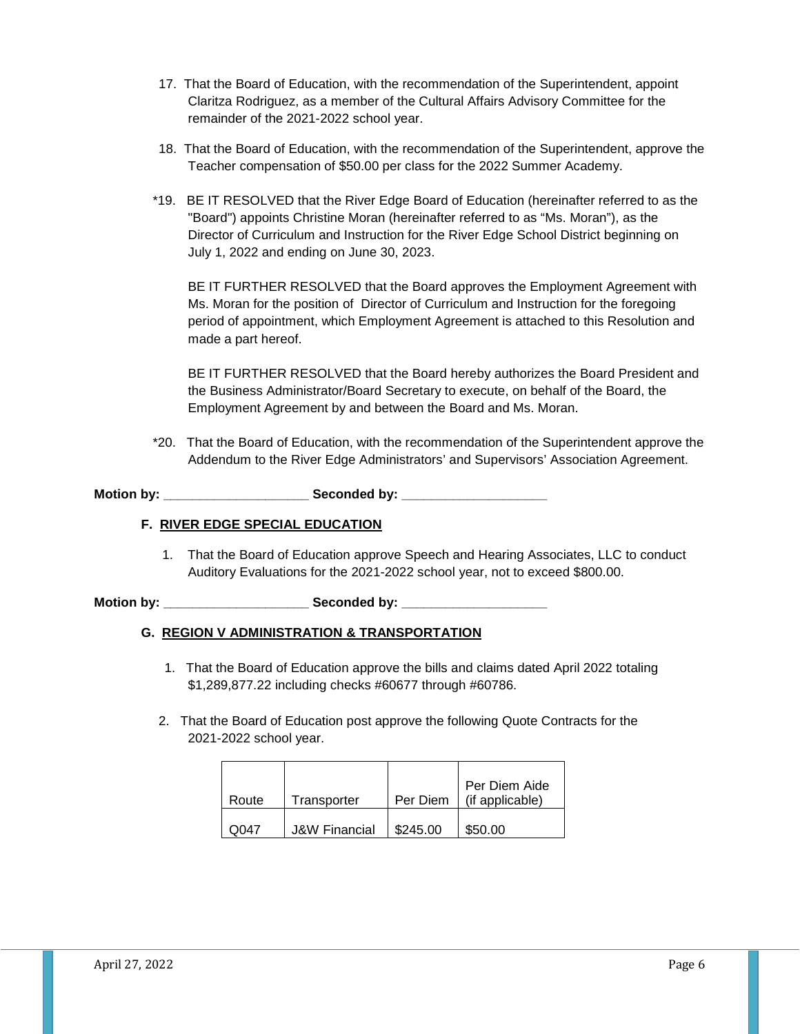17. That the Board of Education, with the recommendation of the Superintendent, appoint Claritza Rodriguez, as a member of the Cultural Affairs Advisory Committee for the remainder of the 2021-2022 school year.

18. That the Board of Education, with the recommendation of the Superintendent, approve the Teacher compensation of $50.00 per class for the 2022 Summer Academy.

*19. BE IT RESOLVED that the River Edge Board of Education (hereinafter referred to as the "Board") appoints Christine Moran (hereinafter referred to as “Ms. Moran”), as the Director of Curriculum and Instruction for the River Edge School District beginning on July 1, 2022 and ending on June 30, 2023.

BE IT FURTHER RESOLVED that the Board approves the Employment Agreement with Ms. Moran for the position of Director of Curriculum and Instruction for the foregoing period of appointment, which Employment Agreement is attached to this Resolution and made a part hereof.

BE IT FURTHER RESOLVED that the Board hereby authorizes the Board President and the Business Administrator/Board Secretary to execute, on behalf of the Board, the Employment Agreement by and between the Board and Ms. Moran.

*20. That the Board of Education, with the recommendation of the Superintendent approve the Addendum to the River Edge Administrators’ and Supervisors’ Association Agreement.

**Motion by: ____________________ Seconded by: ____________________**

### F. RIVER EDGE SPECIAL EDUCATION

1. That the Board of Education approve Speech and Hearing Associates, LLC to conduct Auditory Evaluations for the 2021-2022 school year, not to exceed $800.00.

**Motion by: ____________________ Seconded by: ____________________**

### G. REGION V ADMINISTRATION & TRANSPORTATION

1. That the Board of Education approve the bills and claims dated April 2022 totaling $1,289,877.22 including checks #60677 through #60786.

2. That the Board of Education post approve the following Quote Contracts for the 2021-2022 school year.

| Route | Transporter | Per Diem | Per Diem Aide (if applicable) |
|---|---|---|---|
| Q047 | J&W Financial | $245.00 | $50.00 |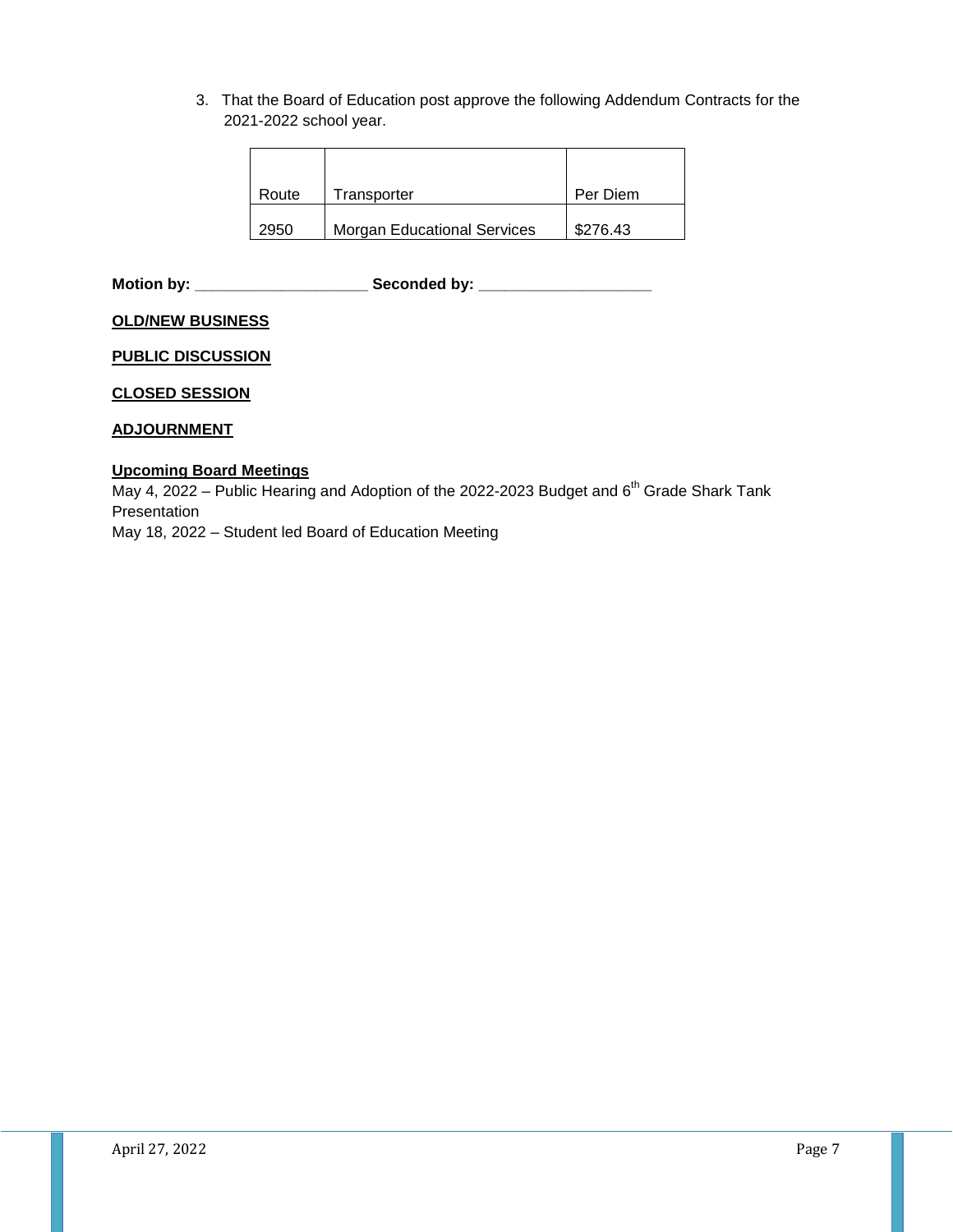3. That the Board of Education post approve the following Addendum Contracts for the 2021-2022 school year.

| Route | Transporter | Per Diem |
|---|---|---|
| 2950 | Morgan Educational Services | $276.43 |

**Motion by: ____________________ Seconded by: ____________________**

**OLD/NEW BUSINESS**

**PUBLIC DISCUSSION**

**CLOSED SESSION**

**ADJOURNMENT**

**Upcoming Board Meetings**

May 4, 2022 – Public Hearing and Adoption of the 2022-2023 Budget and 6th Grade Shark Tank Presentation

May 18, 2022 – Student led Board of Education Meeting